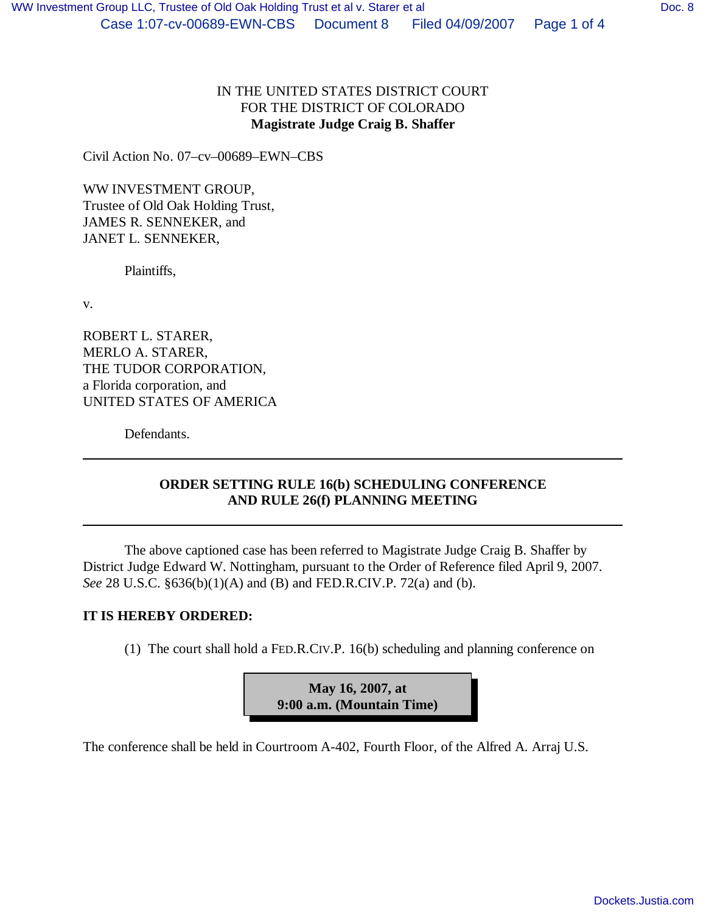IN THE UNITED STATES DISTRICT COURT
FOR THE DISTRICT OF COLORADO
**Magistrate Judge Craig B. Shaffer**

Civil Action No. 07–cv–00689–EWN–CBS

WW INVESTMENT GROUP,
Trustee of Old Oak Holding Trust,
JAMES R. SENNEKER, and
JANET L. SENNEKER,

Plaintiffs,

v.

ROBERT L. STARER,
MERLO A. STARER,
THE TUDOR CORPORATION,
a Florida corporation, and
UNITED STATES OF AMERICA

Defendants.

---

**ORDER SETTING RULE 16(b) SCHEDULING CONFERENCE AND RULE 26(f) PLANNING MEETING**

---

The above captioned case has been referred to Magistrate Judge Craig B. Shaffer by District Judge Edward W. Nottingham, pursuant to the Order of Reference filed April 9, 2007. *See* 28 U.S.C. §636(b)(1)(A) and (B) and FED.R.CIV.P. 72(a) and (b).

**IT IS HEREBY ORDERED:**

(1) The court shall hold a FED.R.CIV.P. 16(b) scheduling and planning conference on

**May 16, 2007, at
9:00 a.m. (Mountain Time)**

The conference shall be held in Courtroom A-402, Fourth Floor, of the Alfred A. Arraj U.S.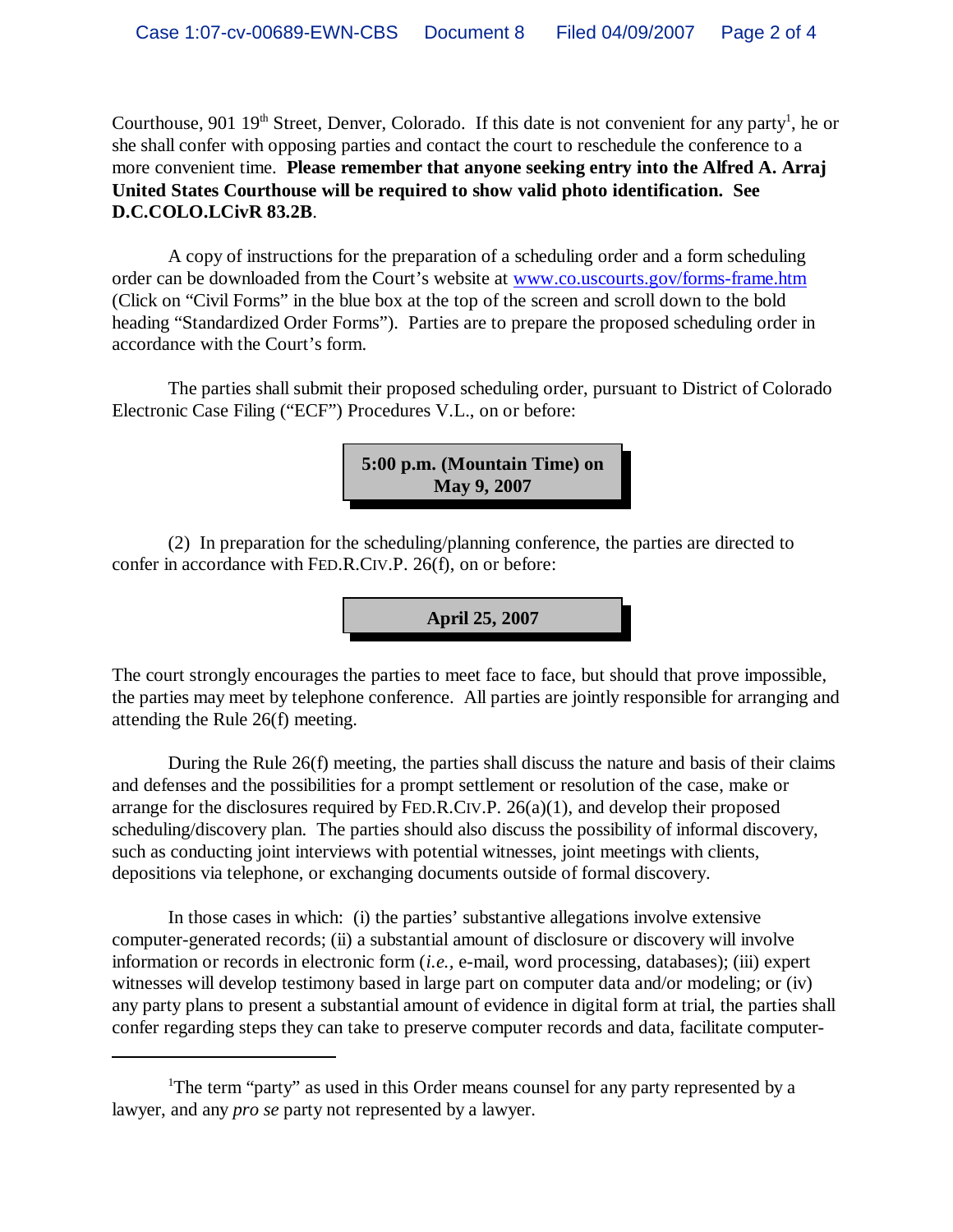Courthouse, 901 19th Street, Denver, Colorado. If this date is not convenient for any party[1], he or she shall confer with opposing parties and contact the court to reschedule the conference to a more convenient time. **Please remember that anyone seeking entry into the Alfred A. Arraj United States Courthouse will be required to show valid photo identification. See D.C.COLO.LCivR 83.2B**.

A copy of instructions for the preparation of a scheduling order and a form scheduling order can be downloaded from the Court's website at www.co.uscourts.gov/forms-frame.htm (Click on "Civil Forms" in the blue box at the top of the screen and scroll down to the bold heading "Standardized Order Forms"). Parties are to prepare the proposed scheduling order in accordance with the Court's form.

The parties shall submit their proposed scheduling order, pursuant to District of Colorado Electronic Case Filing ("ECF") Procedures V.L., on or before:

**5:00 p.m. (Mountain Time) on May 9, 2007**

(2) In preparation for the scheduling/planning conference, the parties are directed to confer in accordance with FED.R.CIV.P. 26(f), on or before:

**April 25, 2007**

The court strongly encourages the parties to meet face to face, but should that prove impossible, the parties may meet by telephone conference. All parties are jointly responsible for arranging and attending the Rule 26(f) meeting.

During the Rule 26(f) meeting, the parties shall discuss the nature and basis of their claims and defenses and the possibilities for a prompt settlement or resolution of the case, make or arrange for the disclosures required by FED.R.CIV.P. 26(a)(1), and develop their proposed scheduling/discovery plan. The parties should also discuss the possibility of informal discovery, such as conducting joint interviews with potential witnesses, joint meetings with clients, depositions via telephone, or exchanging documents outside of formal discovery.

In those cases in which: (i) the parties' substantive allegations involve extensive computer-generated records; (ii) a substantial amount of disclosure or discovery will involve information or records in electronic form (*i.e.,* e-mail, word processing, databases); (iii) expert witnesses will develop testimony based in large part on computer data and/or modeling; or (iv) any party plans to present a substantial amount of evidence in digital form at trial, the parties shall confer regarding steps they can take to preserve computer records and data, facilitate computer-

---

[1]The term "party" as used in this Order means counsel for any party represented by a lawyer, and any *pro se* party not represented by a lawyer.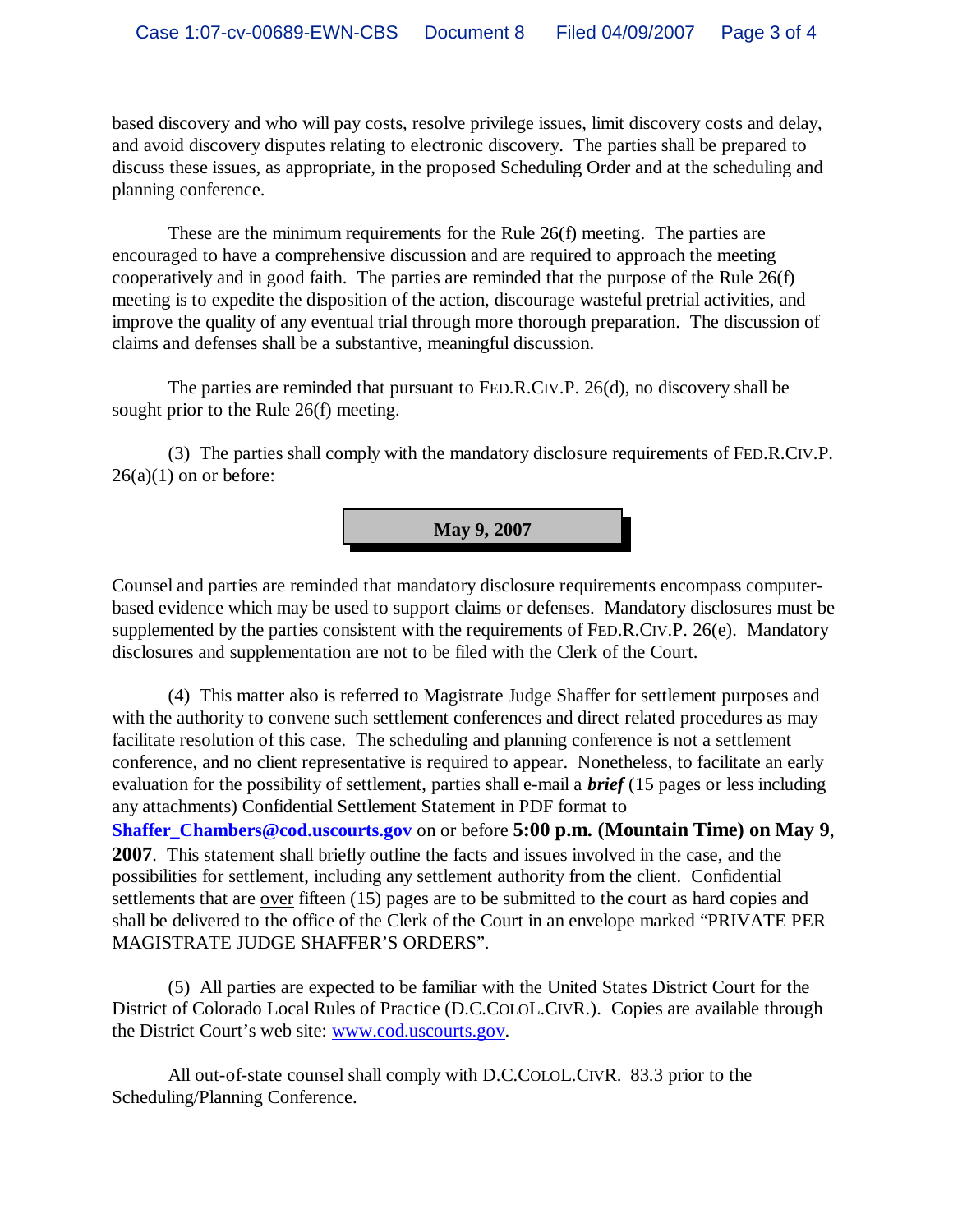based discovery and who will pay costs, resolve privilege issues, limit discovery costs and delay, and avoid discovery disputes relating to electronic discovery. The parties shall be prepared to discuss these issues, as appropriate, in the proposed Scheduling Order and at the scheduling and planning conference.

These are the minimum requirements for the Rule 26(f) meeting. The parties are encouraged to have a comprehensive discussion and are required to approach the meeting cooperatively and in good faith. The parties are reminded that the purpose of the Rule 26(f) meeting is to expedite the disposition of the action, discourage wasteful pretrial activities, and improve the quality of any eventual trial through more thorough preparation. The discussion of claims and defenses shall be a substantive, meaningful discussion.

The parties are reminded that pursuant to FED.R.CIV.P. 26(d), no discovery shall be sought prior to the Rule 26(f) meeting.

(3) The parties shall comply with the mandatory disclosure requirements of FED.R.CIV.P. 26(a)(1) on or before:

**May 9, 2007**

Counsel and parties are reminded that mandatory disclosure requirements encompass computer-based evidence which may be used to support claims or defenses. Mandatory disclosures must be supplemented by the parties consistent with the requirements of FED.R.CIV.P. 26(e). Mandatory disclosures and supplementation are not to be filed with the Clerk of the Court.

(4) This matter also is referred to Magistrate Judge Shaffer for settlement purposes and with the authority to convene such settlement conferences and direct related procedures as may facilitate resolution of this case. The scheduling and planning conference is not a settlement conference, and no client representative is required to appear. Nonetheless, to facilitate an early evaluation for the possibility of settlement, parties shall e-mail a ***brief*** (15 pages or less including any attachments) Confidential Settlement Statement in PDF format to **Shaffer_Chambers@cod.uscourts.gov** on or before **5:00 p.m. (Mountain Time) on May 9, 2007**. This statement shall briefly outline the facts and issues involved in the case, and the possibilities for settlement, including any settlement authority from the client. Confidential settlements that are over fifteen (15) pages are to be submitted to the court as hard copies and shall be delivered to the office of the Clerk of the Court in an envelope marked "PRIVATE PER MAGISTRATE JUDGE SHAFFER'S ORDERS".

(5) All parties are expected to be familiar with the United States District Court for the District of Colorado Local Rules of Practice (D.C.COLOL.CIVR.). Copies are available through the District Court's web site: www.cod.uscourts.gov.

All out-of-state counsel shall comply with D.C.COLOL.CIVR. 83.3 prior to the Scheduling/Planning Conference.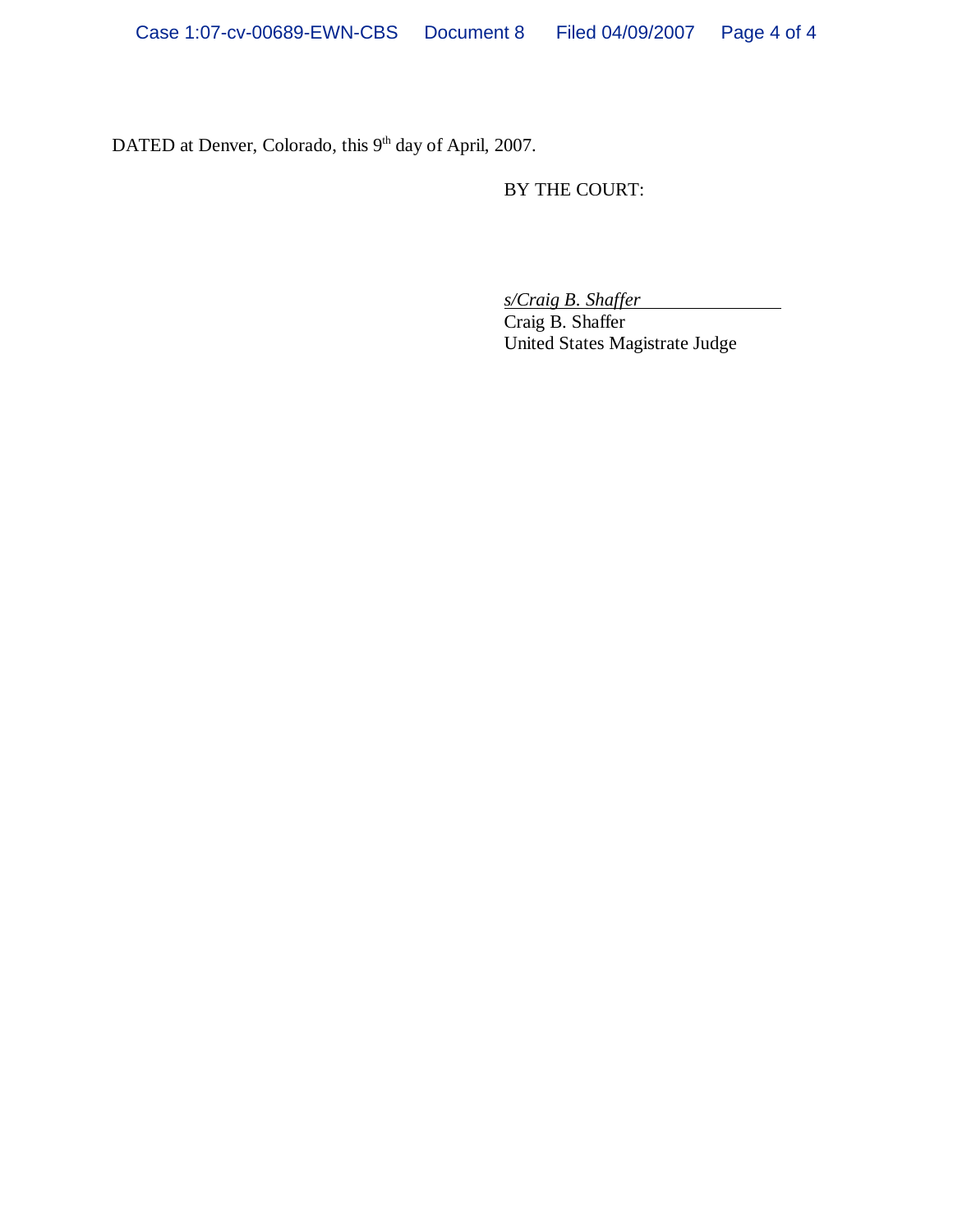DATED at Denver, Colorado, this 9th day of April, 2007.

BY THE COURT:

*s/Craig B. Shaffer*

Craig B. Shaffer

United States Magistrate Judge